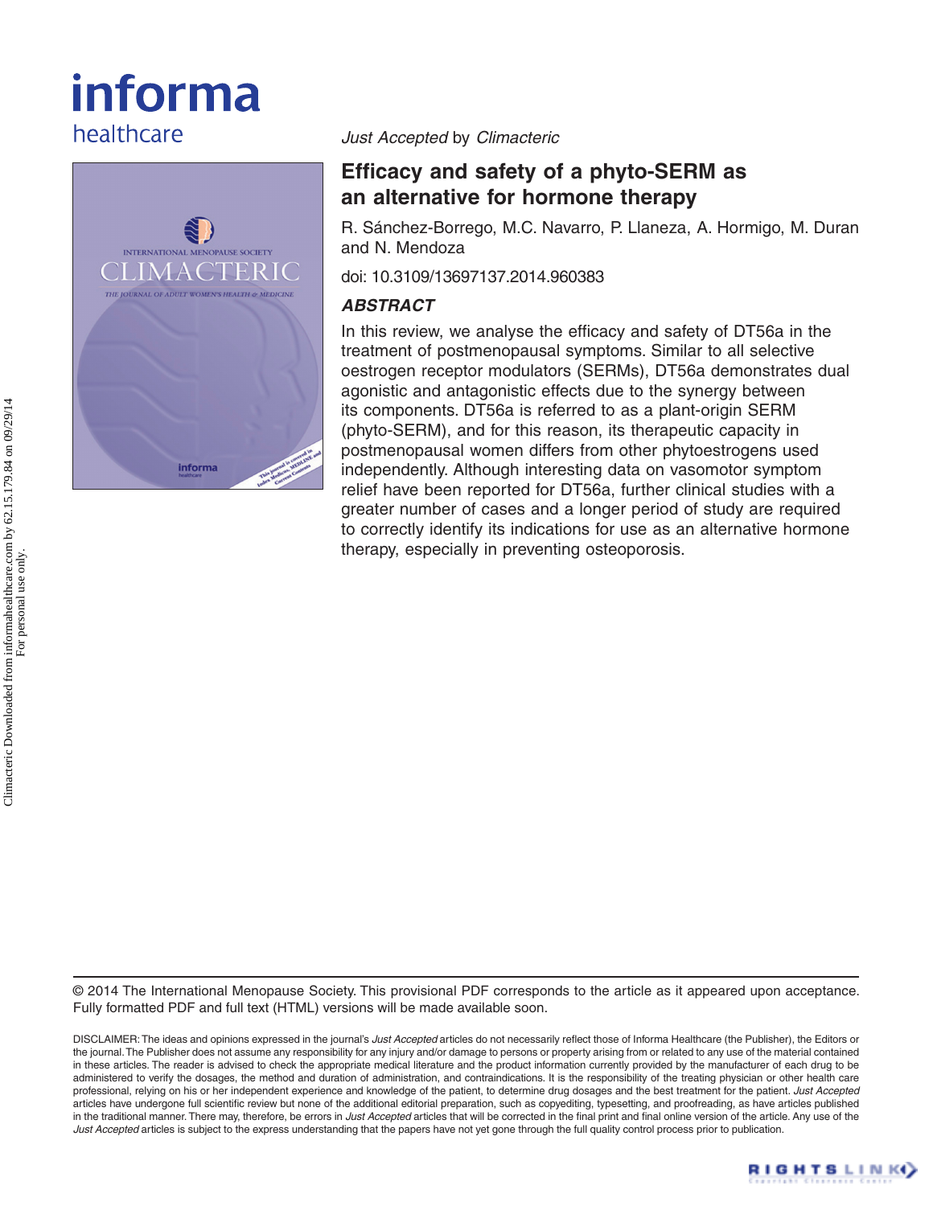*Just Accepted* by *Climacteric*

# Efficacy and safety of a phyto-SERM as an alternative for hormone therapy

R. Sánchez-Borrego, M.C. Navarro, P. Llaneza, A. Hormigo, M. Duran and N. Mendoza

doi: 10.3109/13697137.2014.960383

### *ABSTRACT*

In this review, we analyse the efficacy and safety of DT56a in the treatment of postmenopausal symptoms. Similar to all selective oestrogen receptor modulators (SERMs), DT56a demonstrates dual agonistic and antagonistic effects due to the synergy between its components. DT56a is referred to as a plant-origin SERM (phyto-SERM), and for this reason, its therapeutic capacity in postmenopausal women differs from other phytoestrogens used independently. Although interesting data on vasomotor symptom relief have been reported for DT56a, further clinical studies with a greater number of cases and a longer period of study are required to correctly identify its indications for use as an alternative hormone therapy, especially in preventing osteoporosis.

© 2014 The International Menopause Society. This provisional PDF corresponds to the article as it appeared upon acceptance. Fully formatted PDF and full text (HTML) versions will be made available soon.

DISCLAIMER: The ideas and opinions expressed in the journal's *Just Accepted* articles do not necessarily reflect those of Informa Healthcare (the Publisher), the Editors or the journal. The Publisher does not assume any responsibility for any injury and/or damage to persons or property arising from or related to any use of the material contained in these articles. The reader is advised to check the appropriate medical literature and the product information currently provided by the manufacturer of each drug to be administered to verify the dosages, the method and duration of administration, and contraindications. It is the responsibility of the treating physician or other health care professional, relying on his or her independent experience and knowledge of the patient, to determine drug dosages and the best treatment for the patient. *Just Accepted* articles have undergone full scientific review but none of the additional editorial preparation, such as copyediting, typesetting, and proofreading, as have articles published in the traditional manner. There may, therefore, be errors in *Just Accepted* articles that will be corrected in the final print and final online version of the article. Any use of the *Just Accepted* articles is subject to the express understanding that the papers have not yet gone through the full quality control process prior to publication.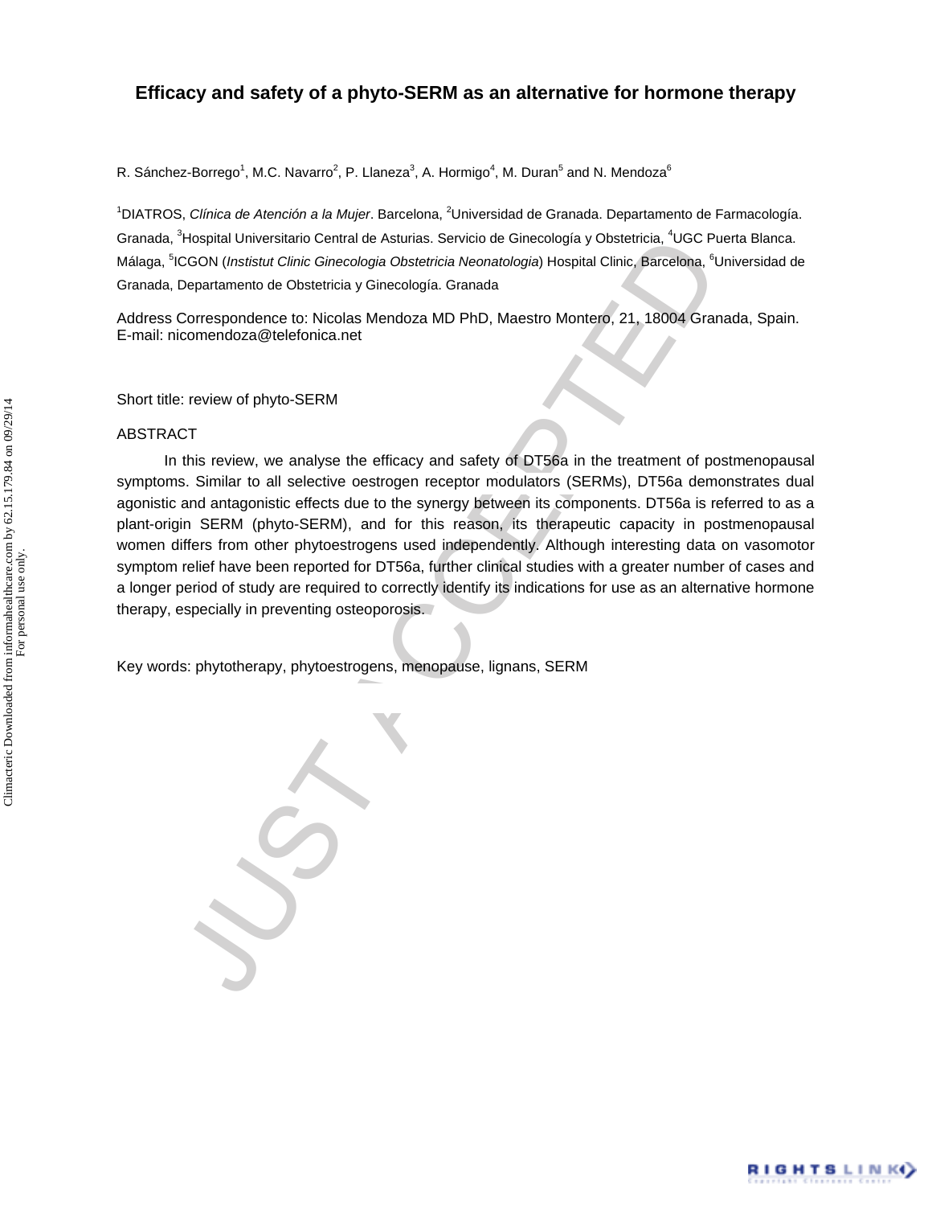# Efficacy and safety of a phyto-SERM as an alternative for hormone therapy

R. Sánchez-Borrego[1], M.C. Navarro[2], P. Llaneza[3], A. Hormigo[4], M. Duran[5] and N. Mendoza[6]

[1]DIATROS, *Clínica de Atención a la Mujer*. Barcelona, [2]Universidad de Granada. Departamento de Farmacología. Granada, [3]Hospital Universitario Central de Asturias. Servicio de Ginecología y Obstetricia, [4]UGC Puerta Blanca. Málaga, [5]ICGON (*Instistut Clinic Ginecologia Obstetricia Neonatologia*) Hospital Clinic, Barcelona, [6]Universidad de Granada, Departamento de Obstetricia y Ginecología. Granada

Address Correspondence to: Nicolas Mendoza MD PhD, Maestro Montero, 21, 18004 Granada, Spain. E-mail: nicomendoza@telefonica.net

Short title: review of phyto-SERM

## ABSTRACT

In this review, we analyse the efficacy and safety of DT56a in the treatment of postmenopausal symptoms. Similar to all selective oestrogen receptor modulators (SERMs), DT56a demonstrates dual agonistic and antagonistic effects due to the synergy between its components. DT56a is referred to as a plant-origin SERM (phyto-SERM), and for this reason, its therapeutic capacity in postmenopausal women differs from other phytoestrogens used independently. Although interesting data on vasomotor symptom relief have been reported for DT56a, further clinical studies with a greater number of cases and a longer period of study are required to correctly identify its indications for use as an alternative hormone therapy, especially in preventing osteoporosis.

Key words: phytotherapy, phytoestrogens, menopause, lignans, SERM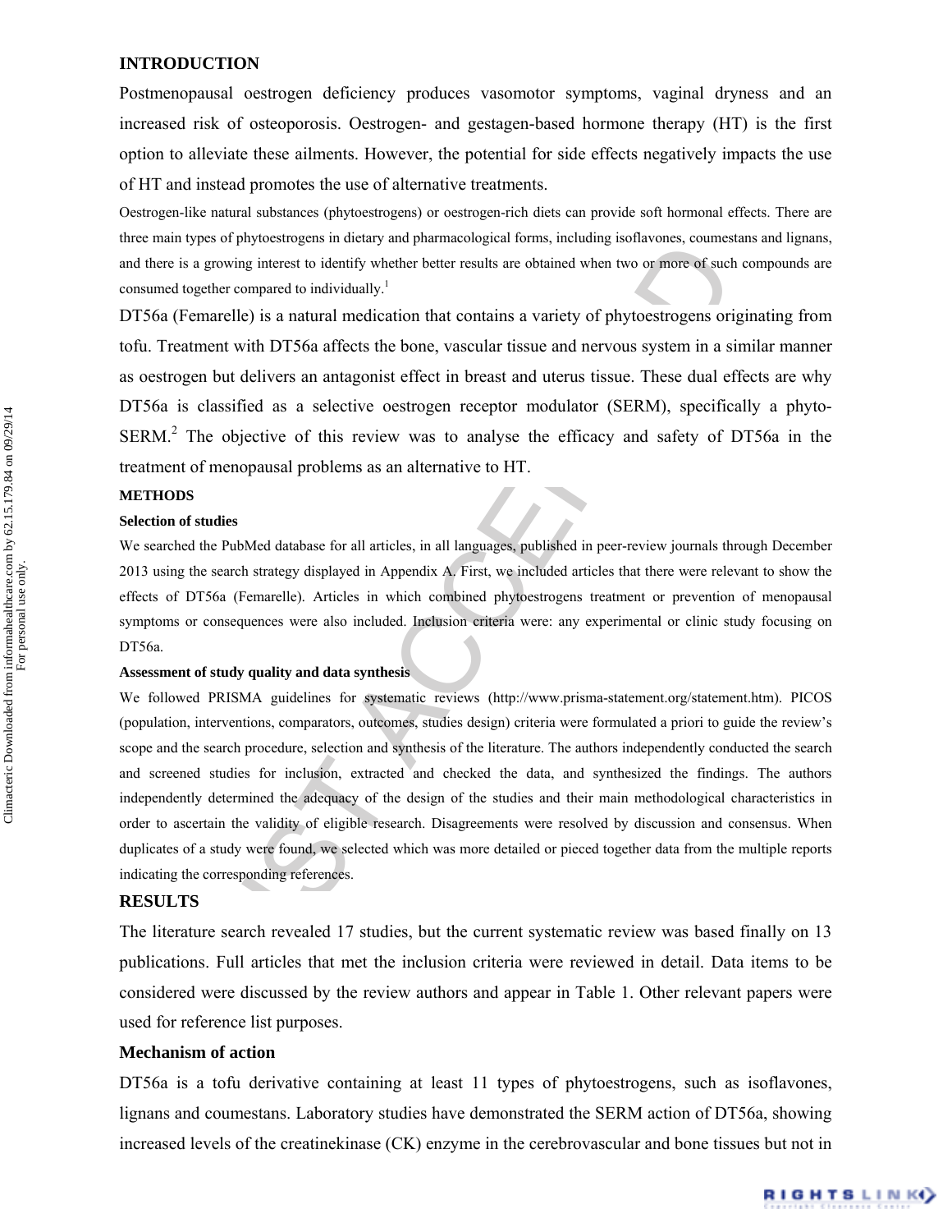## INTRODUCTION

Postmenopausal oestrogen deficiency produces vasomotor symptoms, vaginal dryness and an increased risk of osteoporosis. Oestrogen- and gestagen-based hormone therapy (HT) is the first option to alleviate these ailments. However, the potential for side effects negatively impacts the use of HT and instead promotes the use of alternative treatments.

Oestrogen-like natural substances (phytoestrogens) or oestrogen-rich diets can provide soft hormonal effects. There are three main types of phytoestrogens in dietary and pharmacological forms, including isoflavones, coumestans and lignans, and there is a growing interest to identify whether better results are obtained when two or more of such compounds are consumed together compared to individually.[1]

DT56a (Femarelle) is a natural medication that contains a variety of phytoestrogens originating from tofu. Treatment with DT56a affects the bone, vascular tissue and nervous system in a similar manner as oestrogen but delivers an antagonist effect in breast and uterus tissue. These dual effects are why DT56a is classified as a selective oestrogen receptor modulator (SERM), specifically a phyto-SERM.[2] The objective of this review was to analyse the efficacy and safety of DT56a in the treatment of menopausal problems as an alternative to HT.

## METHODS

### Selection of studies

We searched the PubMed database for all articles, in all languages, published in peer-review journals through December 2013 using the search strategy displayed in Appendix A. First, we included articles that there were relevant to show the effects of DT56a (Femarelle). Articles in which combined phytoestrogens treatment or prevention of menopausal symptoms or consequences were also included. Inclusion criteria were: any experimental or clinic study focusing on DT56a.

### Assessment of study quality and data synthesis

We followed PRISMA guidelines for systematic reviews (http://www.prisma-statement.org/statement.htm). PICOS (population, interventions, comparators, outcomes, studies design) criteria were formulated a priori to guide the review's scope and the search procedure, selection and synthesis of the literature. The authors independently conducted the search and screened studies for inclusion, extracted and checked the data, and synthesized the findings. The authors independently determined the adequacy of the design of the studies and their main methodological characteristics in order to ascertain the validity of eligible research. Disagreements were resolved by discussion and consensus. When duplicates of a study were found, we selected which was more detailed or pieced together data from the multiple reports indicating the corresponding references.

## RESULTS

The literature search revealed 17 studies, but the current systematic review was based finally on 13 publications. Full articles that met the inclusion criteria were reviewed in detail. Data items to be considered were discussed by the review authors and appear in Table 1. Other relevant papers were used for reference list purposes.

### Mechanism of action

DT56a is a tofu derivative containing at least 11 types of phytoestrogens, such as isoflavones, lignans and coumestans. Laboratory studies have demonstrated the SERM action of DT56a, showing increased levels of the creatinekinase (CK) enzyme in the cerebrovascular and bone tissues but not in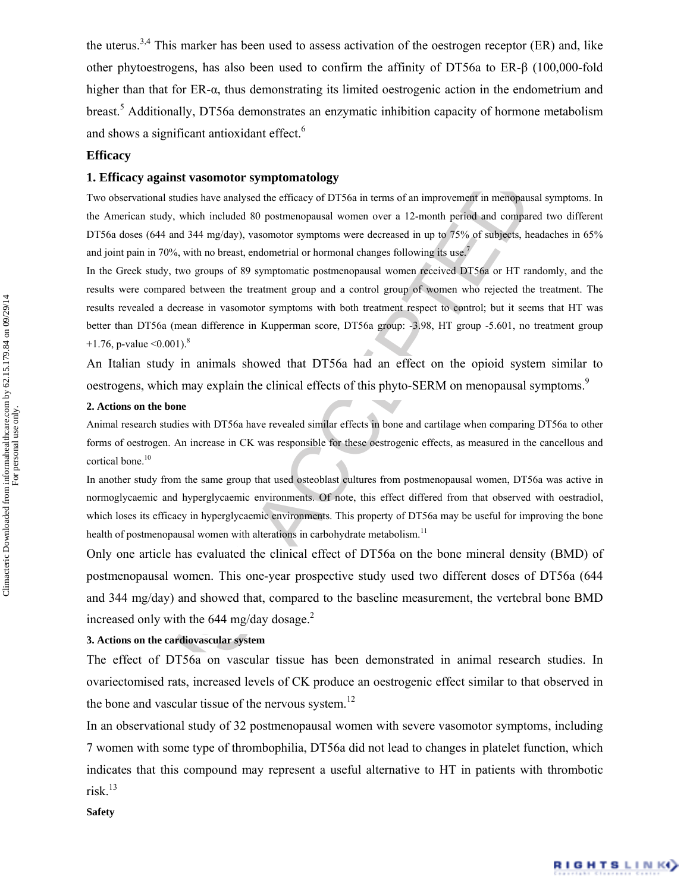the uterus.[3,4] This marker has been used to assess activation of the oestrogen receptor (ER) and, like other phytoestrogens, has also been used to confirm the affinity of DT56a to ER-β (100,000-fold higher than that for ER-α, thus demonstrating its limited oestrogenic action in the endometrium and breast.[5] Additionally, DT56a demonstrates an enzymatic inhibition capacity of hormone metabolism and shows a significant antioxidant effect.[6]

**Efficacy**

**1. Efficacy against vasomotor symptomatology**

Two observational studies have analysed the efficacy of DT56a in terms of an improvement in menopausal symptoms. In the American study, which included 80 postmenopausal women over a 12-month period and compared two different DT56a doses (644 and 344 mg/day), vasomotor symptoms were decreased in up to 75% of subjects, headaches in 65% and joint pain in 70%, with no breast, endometrial or hormonal changes following its use.[7]

In the Greek study, two groups of 89 symptomatic postmenopausal women received DT56a or HT randomly, and the results were compared between the treatment group and a control group of women who rejected the treatment. The results revealed a decrease in vasomotor symptoms with both treatment respect to control; but it seems that HT was better than DT56a (mean difference in Kupperman score, DT56a group: -3.98, HT group -5.601, no treatment group +1.76, p-value <0.001).[8]

An Italian study in animals showed that DT56a had an effect on the opioid system similar to oestrogens, which may explain the clinical effects of this phyto-SERM on menopausal symptoms.[9]

**2. Actions on the bone**

Animal research studies with DT56a have revealed similar effects in bone and cartilage when comparing DT56a to other forms of oestrogen. An increase in CK was responsible for these oestrogenic effects, as measured in the cancellous and cortical bone.[10]

In another study from the same group that used osteoblast cultures from postmenopausal women, DT56a was active in normoglycaemic and hyperglycaemic environments. Of note, this effect differed from that observed with oestradiol, which loses its efficacy in hyperglycaemic environments. This property of DT56a may be useful for improving the bone health of postmenopausal women with alterations in carbohydrate metabolism.[11]

Only one article has evaluated the clinical effect of DT56a on the bone mineral density (BMD) of postmenopausal women. This one-year prospective study used two different doses of DT56a (644 and 344 mg/day) and showed that, compared to the baseline measurement, the vertebral bone BMD increased only with the 644 mg/day dosage.[2]

**3. Actions on the cardiovascular system**

The effect of DT56a on vascular tissue has been demonstrated in animal research studies. In ovariectomised rats, increased levels of CK produce an oestrogenic effect similar to that observed in the bone and vascular tissue of the nervous system.[12]

In an observational study of 32 postmenopausal women with severe vasomotor symptoms, including 7 women with some type of thrombophilia, DT56a did not lead to changes in platelet function, which indicates that this compound may represent a useful alternative to HT in patients with thrombotic risk.[13]

**Safety**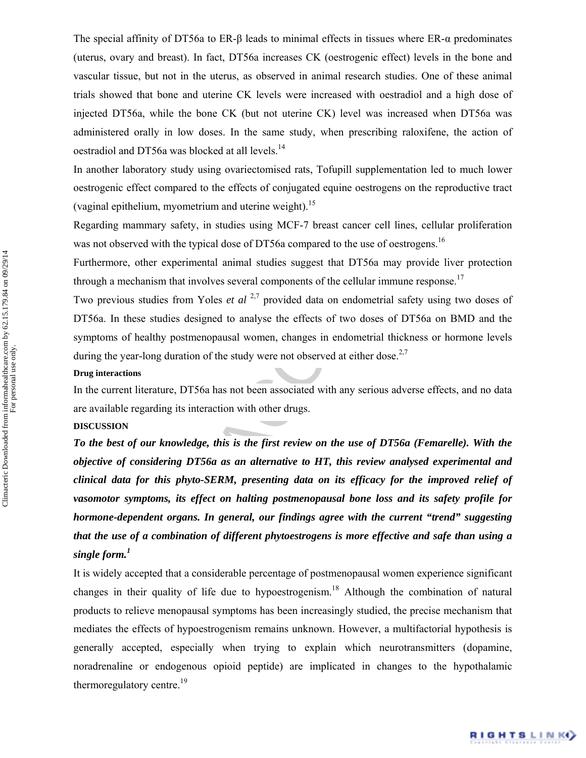The special affinity of DT56a to ER-β leads to minimal effects in tissues where ER-α predominates (uterus, ovary and breast). In fact, DT56a increases CK (oestrogenic effect) levels in the bone and vascular tissue, but not in the uterus, as observed in animal research studies. One of these animal trials showed that bone and uterine CK levels were increased with oestradiol and a high dose of injected DT56a, while the bone CK (but not uterine CK) level was increased when DT56a was administered orally in low doses. In the same study, when prescribing raloxifene, the action of oestradiol and DT56a was blocked at all levels.[14]

In another laboratory study using ovariectomised rats, Tofupill supplementation led to much lower oestrogenic effect compared to the effects of conjugated equine oestrogens on the reproductive tract (vaginal epithelium, myometrium and uterine weight).[15]

Regarding mammary safety, in studies using MCF-7 breast cancer cell lines, cellular proliferation was not observed with the typical dose of DT56a compared to the use of oestrogens.[16]

Furthermore, other experimental animal studies suggest that DT56a may provide liver protection through a mechanism that involves several components of the cellular immune response.[17]

Two previous studies from Yoles *et al* [2,7] provided data on endometrial safety using two doses of DT56a. In these studies designed to analyse the effects of two doses of DT56a on BMD and the symptoms of healthy postmenopausal women, changes in endometrial thickness or hormone levels during the year-long duration of the study were not observed at either dose.[2,7]

**Drug interactions**

In the current literature, DT56a has not been associated with any serious adverse effects, and no data are available regarding its interaction with other drugs.

**DISCUSSION**

***To the best of our knowledge, this is the first review on the use of DT56a (Femarelle). With the objective of considering DT56a as an alternative to HT, this review analysed experimental and clinical data for this phyto-SERM, presenting data on its efficacy for the improved relief of vasomotor symptoms, its effect on halting postmenopausal bone loss and its safety profile for hormone-dependent organs. In general, our findings agree with the current "trend" suggesting that the use of a combination of different phytoestrogens is more effective and safe than using a single form.[1]***

It is widely accepted that a considerable percentage of postmenopausal women experience significant changes in their quality of life due to hypoestrogenism.[18] Although the combination of natural products to relieve menopausal symptoms has been increasingly studied, the precise mechanism that mediates the effects of hypoestrogenism remains unknown. However, a multifactorial hypothesis is generally accepted, especially when trying to explain which neurotransmitters (dopamine, noradrenaline or endogenous opioid peptide) are implicated in changes to the hypothalamic thermoregulatory centre.[19]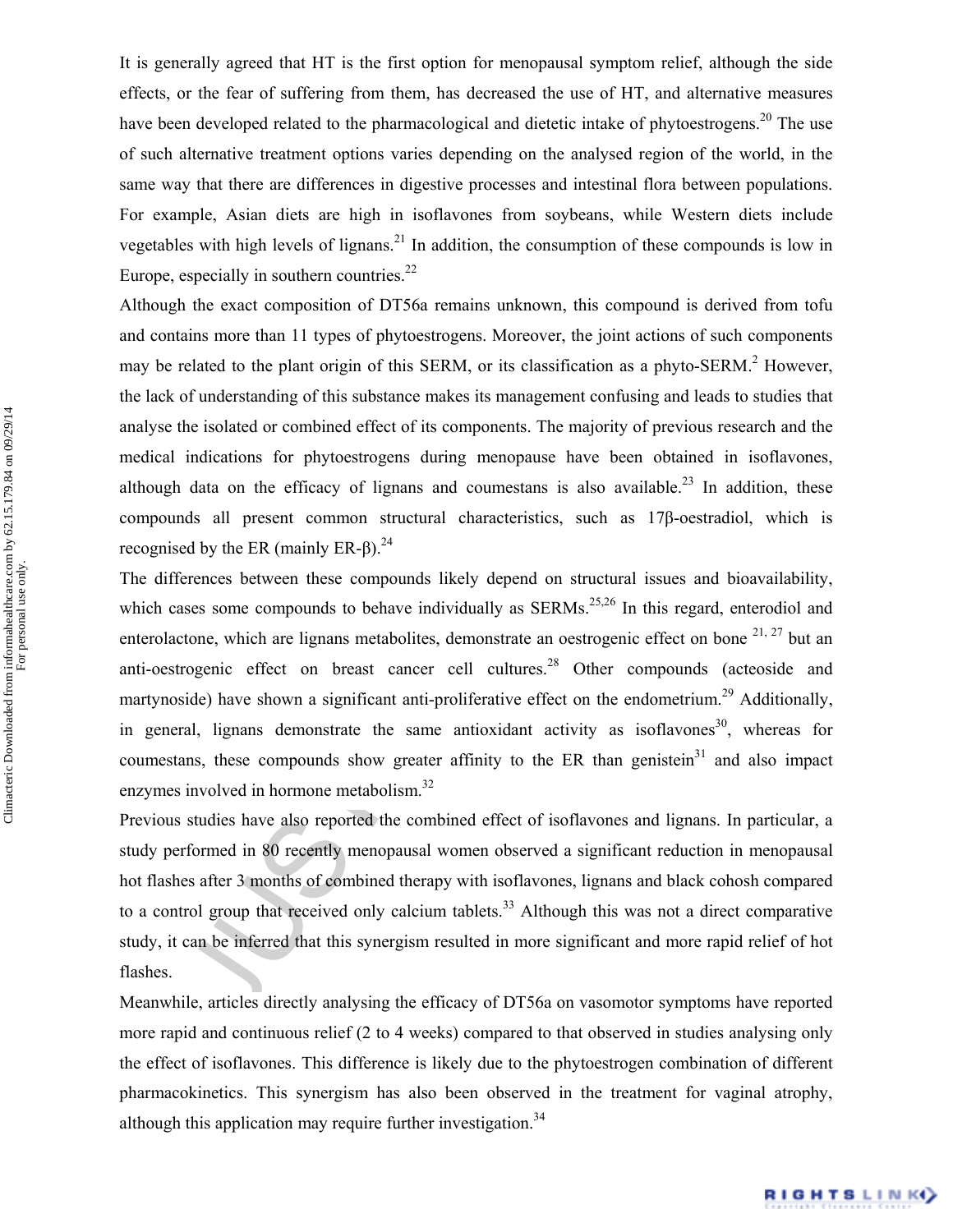It is generally agreed that HT is the first option for menopausal symptom relief, although the side effects, or the fear of suffering from them, has decreased the use of HT, and alternative measures have been developed related to the pharmacological and dietetic intake of phytoestrogens.[20] The use of such alternative treatment options varies depending on the analysed region of the world, in the same way that there are differences in digestive processes and intestinal flora between populations. For example, Asian diets are high in isoflavones from soybeans, while Western diets include vegetables with high levels of lignans.[21] In addition, the consumption of these compounds is low in Europe, especially in southern countries.[22]

Although the exact composition of DT56a remains unknown, this compound is derived from tofu and contains more than 11 types of phytoestrogens. Moreover, the joint actions of such components may be related to the plant origin of this SERM, or its classification as a phyto-SERM.[2] However, the lack of understanding of this substance makes its management confusing and leads to studies that analyse the isolated or combined effect of its components. The majority of previous research and the medical indications for phytoestrogens during menopause have been obtained in isoflavones, although data on the efficacy of lignans and coumestans is also available.[23] In addition, these compounds all present common structural characteristics, such as 17β-oestradiol, which is recognised by the ER (mainly ER-β).[24]

The differences between these compounds likely depend on structural issues and bioavailability, which cases some compounds to behave individually as SERMs.[25,26] In this regard, enterodiol and enterolactone, which are lignans metabolites, demonstrate an oestrogenic effect on bone [21, 27] but an anti-oestrogenic effect on breast cancer cell cultures.[28] Other compounds (acteoside and martynoside) have shown a significant anti-proliferative effect on the endometrium.[29] Additionally, in general, lignans demonstrate the same antioxidant activity as isoflavones[30], whereas for coumestans, these compounds show greater affinity to the ER than genistein[31] and also impact enzymes involved in hormone metabolism.[32]

Previous studies have also reported the combined effect of isoflavones and lignans. In particular, a study performed in 80 recently menopausal women observed a significant reduction in menopausal hot flashes after 3 months of combined therapy with isoflavones, lignans and black cohosh compared to a control group that received only calcium tablets.[33] Although this was not a direct comparative study, it can be inferred that this synergism resulted in more significant and more rapid relief of hot flashes.

Meanwhile, articles directly analysing the efficacy of DT56a on vasomotor symptoms have reported more rapid and continuous relief (2 to 4 weeks) compared to that observed in studies analysing only the effect of isoflavones. This difference is likely due to the phytoestrogen combination of different pharmacokinetics. This synergism has also been observed in the treatment for vaginal atrophy, although this application may require further investigation.[34]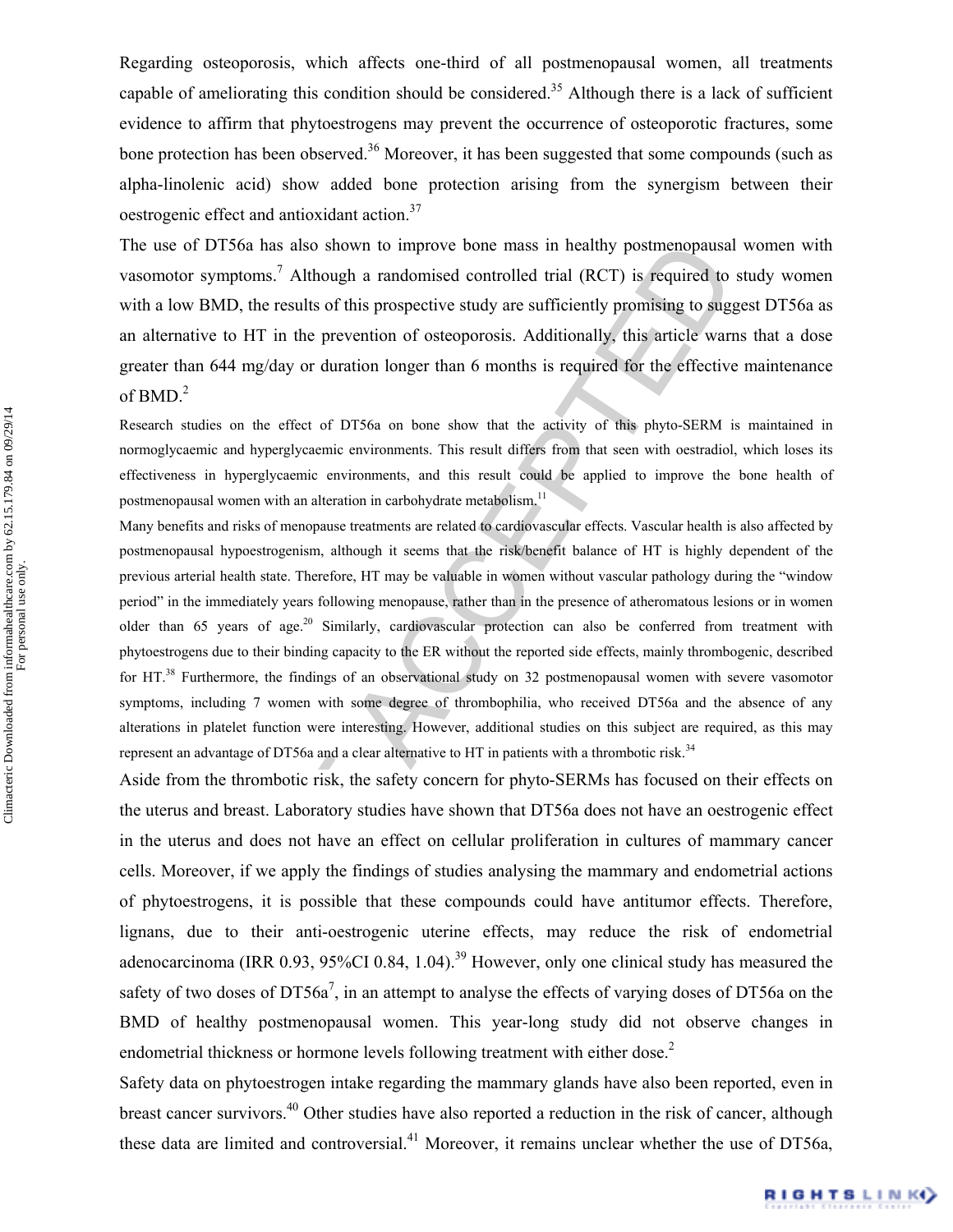Regarding osteoporosis, which affects one-third of all postmenopausal women, all treatments capable of ameliorating this condition should be considered.[35] Although there is a lack of sufficient evidence to affirm that phytoestrogens may prevent the occurrence of osteoporotic fractures, some bone protection has been observed.[36] Moreover, it has been suggested that some compounds (such as alpha-linolenic acid) show added bone protection arising from the synergism between their oestrogenic effect and antioxidant action.[37]

The use of DT56a has also shown to improve bone mass in healthy postmenopausal women with vasomotor symptoms.[7] Although a randomised controlled trial (RCT) is required to study women with a low BMD, the results of this prospective study are sufficiently promising to suggest DT56a as an alternative to HT in the prevention of osteoporosis. Additionally, this article warns that a dose greater than 644 mg/day or duration longer than 6 months is required for the effective maintenance of BMD.[2]

Research studies on the effect of DT56a on bone show that the activity of this phyto-SERM is maintained in normoglycaemic and hyperglycaemic environments. This result differs from that seen with oestradiol, which loses its effectiveness in hyperglycaemic environments, and this result could be applied to improve the bone health of postmenopausal women with an alteration in carbohydrate metabolism.[11]

Many benefits and risks of menopause treatments are related to cardiovascular effects. Vascular health is also affected by postmenopausal hypoestrogenism, although it seems that the risk/benefit balance of HT is highly dependent of the previous arterial health state. Therefore, HT may be valuable in women without vascular pathology during the "window period" in the immediately years following menopause, rather than in the presence of atheromatous lesions or in women older than 65 years of age.[20] Similarly, cardiovascular protection can also be conferred from treatment with phytoestrogens due to their binding capacity to the ER without the reported side effects, mainly thrombogenic, described for HT.[38] Furthermore, the findings of an observational study on 32 postmenopausal women with severe vasomotor symptoms, including 7 women with some degree of thrombophilia, who received DT56a and the absence of any alterations in platelet function were interesting. However, additional studies on this subject are required, as this may represent an advantage of DT56a and a clear alternative to HT in patients with a thrombotic risk.[34]

Aside from the thrombotic risk, the safety concern for phyto-SERMs has focused on their effects on the uterus and breast. Laboratory studies have shown that DT56a does not have an oestrogenic effect in the uterus and does not have an effect on cellular proliferation in cultures of mammary cancer cells. Moreover, if we apply the findings of studies analysing the mammary and endometrial actions of phytoestrogens, it is possible that these compounds could have antitumor effects. Therefore, lignans, due to their anti-oestrogenic uterine effects, may reduce the risk of endometrial adenocarcinoma (IRR 0.93, 95%CI 0.84, 1.04).[39] However, only one clinical study has measured the safety of two doses of DT56a[7], in an attempt to analyse the effects of varying doses of DT56a on the BMD of healthy postmenopausal women. This year-long study did not observe changes in endometrial thickness or hormone levels following treatment with either dose.[2]

Safety data on phytoestrogen intake regarding the mammary glands have also been reported, even in breast cancer survivors.[40] Other studies have also reported a reduction in the risk of cancer, although these data are limited and controversial.[41] Moreover, it remains unclear whether the use of DT56a,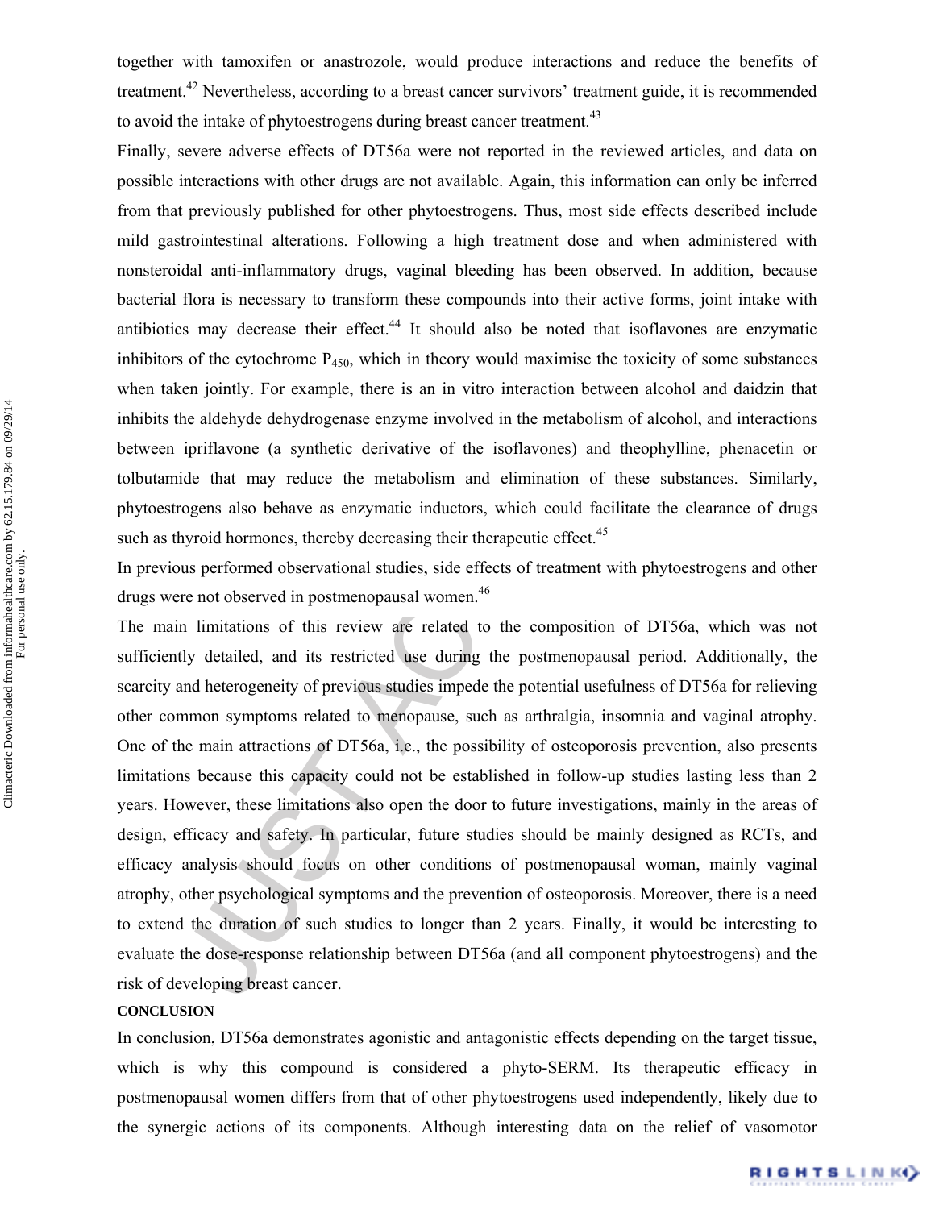together with tamoxifen or anastrozole, would produce interactions and reduce the benefits of treatment.[42] Nevertheless, according to a breast cancer survivors' treatment guide, it is recommended to avoid the intake of phytoestrogens during breast cancer treatment.[43]

Finally, severe adverse effects of DT56a were not reported in the reviewed articles, and data on possible interactions with other drugs are not available. Again, this information can only be inferred from that previously published for other phytoestrogens. Thus, most side effects described include mild gastrointestinal alterations. Following a high treatment dose and when administered with nonsteroidal anti-inflammatory drugs, vaginal bleeding has been observed. In addition, because bacterial flora is necessary to transform these compounds into their active forms, joint intake with antibiotics may decrease their effect.[44] It should also be noted that isoflavones are enzymatic inhibitors of the cytochrome $P_{450}$, which in theory would maximise the toxicity of some substances when taken jointly. For example, there is an in vitro interaction between alcohol and daidzin that inhibits the aldehyde dehydrogenase enzyme involved in the metabolism of alcohol, and interactions between ipriflavone (a synthetic derivative of the isoflavones) and theophylline, phenacetin or tolbutamide that may reduce the metabolism and elimination of these substances. Similarly, phytoestrogens also behave as enzymatic inductors, which could facilitate the clearance of drugs such as thyroid hormones, thereby decreasing their therapeutic effect.[45]

In previous performed observational studies, side effects of treatment with phytoestrogens and other drugs were not observed in postmenopausal women.[46]

The main limitations of this review are related to the composition of DT56a, which was not sufficiently detailed, and its restricted use during the postmenopausal period. Additionally, the scarcity and heterogeneity of previous studies impede the potential usefulness of DT56a for relieving other common symptoms related to menopause, such as arthralgia, insomnia and vaginal atrophy. One of the main attractions of DT56a, i.e., the possibility of osteoporosis prevention, also presents limitations because this capacity could not be established in follow-up studies lasting less than 2 years. However, these limitations also open the door to future investigations, mainly in the areas of design, efficacy and safety. In particular, future studies should be mainly designed as RCTs, and efficacy analysis should focus on other conditions of postmenopausal woman, mainly vaginal atrophy, other psychological symptoms and the prevention of osteoporosis. Moreover, there is a need to extend the duration of such studies to longer than 2 years. Finally, it would be interesting to evaluate the dose-response relationship between DT56a (and all component phytoestrogens) and the risk of developing breast cancer.

## CONCLUSION

In conclusion, DT56a demonstrates agonistic and antagonistic effects depending on the target tissue, which is why this compound is considered a phyto-SERM. Its therapeutic efficacy in postmenopausal women differs from that of other phytoestrogens used independently, likely due to the synergic actions of its components. Although interesting data on the relief of vasomotor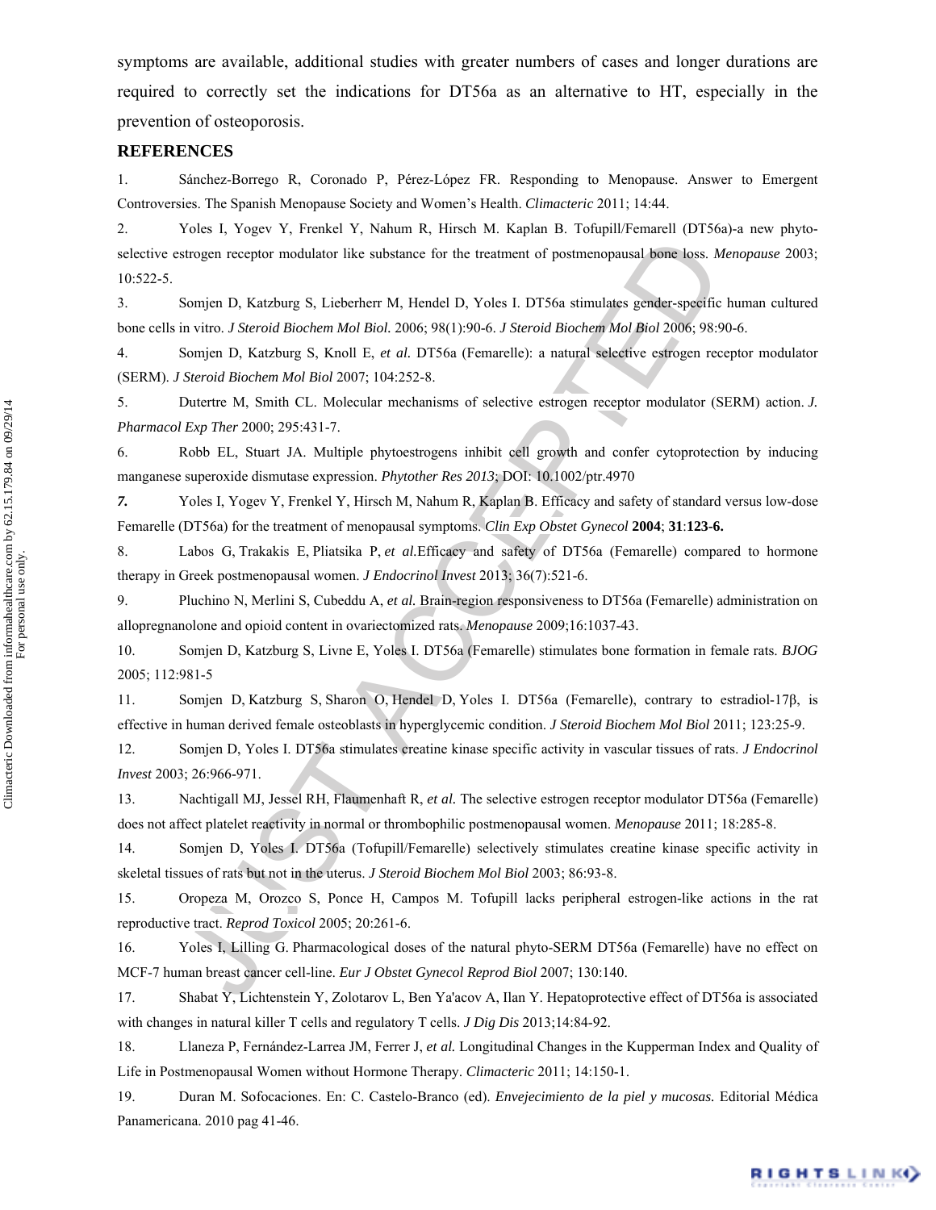symptoms are available, additional studies with greater numbers of cases and longer durations are required to correctly set the indications for DT56a as an alternative to HT, especially in the prevention of osteoporosis.

## REFERENCES

1. Sánchez-Borrego R, Coronado P, Pérez-López FR. Responding to Menopause. Answer to Emergent Controversies. The Spanish Menopause Society and Women's Health. *Climacteric* 2011; 14:44.

2. Yoles I, Yogev Y, Frenkel Y, Nahum R, Hirsch M. Kaplan B. Tofupill/Femarell (DT56a)-a new phyto-selective estrogen receptor modulator like substance for the treatment of postmenopausal bone loss. *Menopause* 2003; 10:522-5.

3. Somjen D, Katzburg S, Lieberherr M, Hendel D, Yoles I. DT56a stimulates gender-specific human cultured bone cells in vitro. *J Steroid Biochem Mol Biol.* 2006; 98(1):90-6. *J Steroid Biochem Mol Biol* 2006; 98:90-6.

4. Somjen D, Katzburg S, Knoll E, *et al.* DT56a (Femarelle): a natural selective estrogen receptor modulator (SERM). *J Steroid Biochem Mol Biol* 2007; 104:252-8.

5. Dutertre M, Smith CL. Molecular mechanisms of selective estrogen receptor modulator (SERM) action. *J. Pharmacol Exp Ther* 2000; 295:431-7.

6. Robb EL, Stuart JA. Multiple phytoestrogens inhibit cell growth and confer cytoprotection by inducing manganese superoxide dismutase expression. *Phytother Res 2013*; DOI: 10.1002/ptr.4970

*7.* Yoles I, Yogev Y, Frenkel Y, Hirsch M, Nahum R, Kaplan B. Efficacy and safety of standard versus low-dose Femarelle (DT56a) for the treatment of menopausal symptoms. *Clin Exp Obstet Gynecol* **2004**; **31**:**123-6.**

8. Labos G, Trakakis E, Pliatsika P, *et al.*Efficacy and safety of DT56a (Femarelle) compared to hormone therapy in Greek postmenopausal women. *J Endocrinol Invest* 2013; 36(7):521-6.

9. Pluchino N, Merlini S, Cubeddu A, *et al.* Brain-region responsiveness to DT56a (Femarelle) administration on allopregnanolone and opioid content in ovariectomized rats. *Menopause* 2009;16:1037-43.

10. Somjen D, Katzburg S, Livne E, Yoles I. DT56a (Femarelle) stimulates bone formation in female rats. *BJOG* 2005; 112:981-5

11. Somjen D, Katzburg S, Sharon O, Hendel D, Yoles I. DT56a (Femarelle), contrary to estradiol-17β, is effective in human derived female osteoblasts in hyperglycemic condition. *J Steroid Biochem Mol Biol* 2011; 123:25-9.

12. Somjen D, Yoles I. DT56a stimulates creatine kinase specific activity in vascular tissues of rats. *J Endocrinol Invest* 2003; 26:966-971.

13. Nachtigall MJ, Jessel RH, Flaumenhaft R, *et al.* The selective estrogen receptor modulator DT56a (Femarelle) does not affect platelet reactivity in normal or thrombophilic postmenopausal women. *Menopause* 2011; 18:285-8.

14. Somjen D, Yoles I. DT56a (Tofupill/Femarelle) selectively stimulates creatine kinase specific activity in skeletal tissues of rats but not in the uterus. *J Steroid Biochem Mol Biol* 2003; 86:93-8.

15. Oropeza M, Orozco S, Ponce H, Campos M. Tofupill lacks peripheral estrogen-like actions in the rat reproductive tract. *Reprod Toxicol* 2005; 20:261-6.

16. Yoles I, Lilling G. Pharmacological doses of the natural phyto-SERM DT56a (Femarelle) have no effect on MCF-7 human breast cancer cell-line. *Eur J Obstet Gynecol Reprod Biol* 2007; 130:140.

17. Shabat Y, Lichtenstein Y, Zolotarov L, Ben Ya'acov A, Ilan Y. Hepatoprotective effect of DT56a is associated with changes in natural killer T cells and regulatory T cells. *J Dig Dis* 2013;14:84-92.

18. Llaneza P, Fernández-Larrea JM, Ferrer J, *et al.* Longitudinal Changes in the Kupperman Index and Quality of Life in Postmenopausal Women without Hormone Therapy. *Climacteric* 2011; 14:150-1.

19. Duran M. Sofocaciones. En: C. Castelo-Branco (ed). *Envejecimiento de la piel y mucosas.* Editorial Médica Panamericana. 2010 pag 41-46.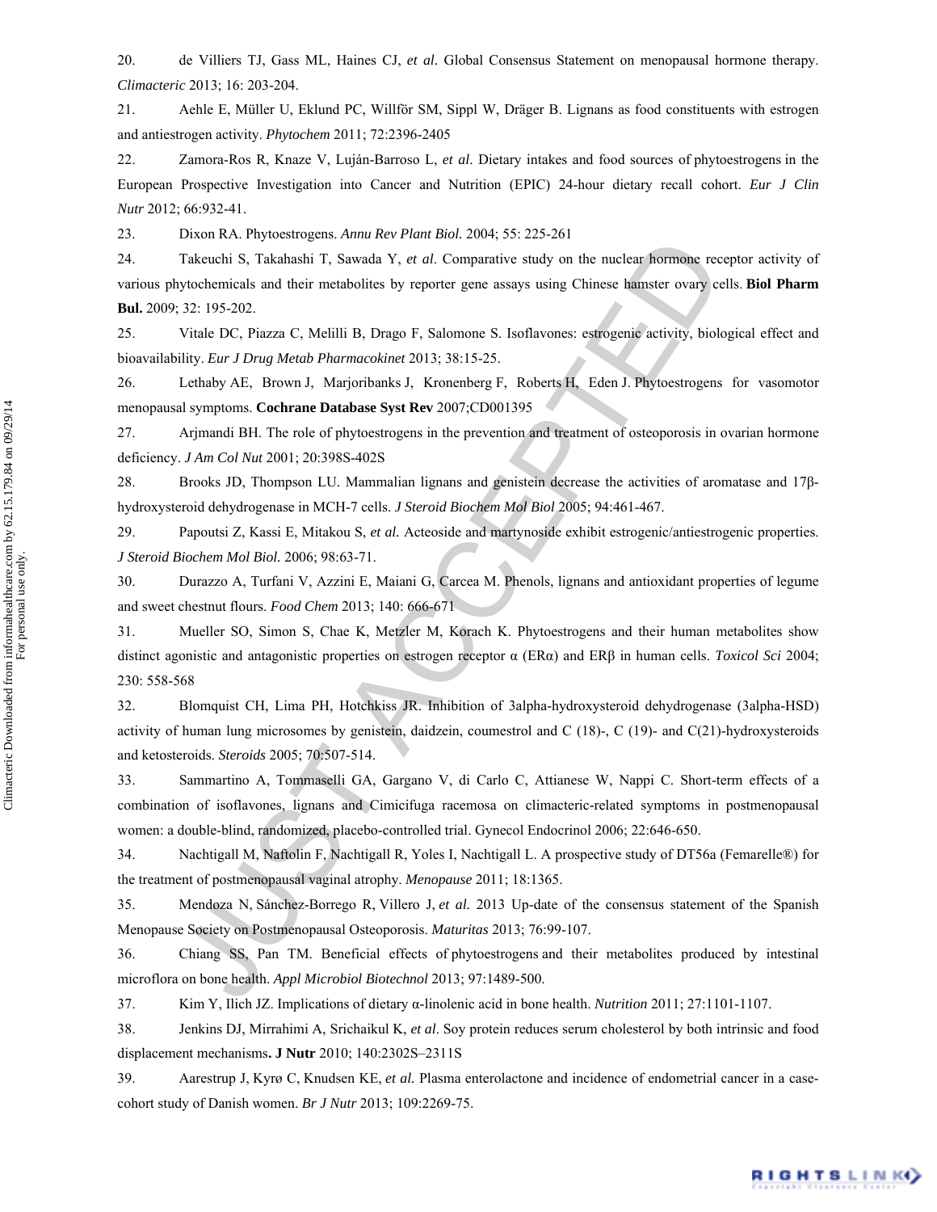20. de Villiers TJ, Gass ML, Haines CJ, *et al.* Global Consensus Statement on menopausal hormone therapy. *Climacteric* 2013; 16: 203-204.

21. Aehle E, Müller U, Eklund PC, Willför SM, Sippl W, Dräger B. Lignans as food constituents with estrogen and antiestrogen activity. *Phytochem* 2011; 72:2396-2405

22. Zamora-Ros R, Knaze V, Luján-Barroso L, *et al*. Dietary intakes and food sources of phytoestrogens in the European Prospective Investigation into Cancer and Nutrition (EPIC) 24-hour dietary recall cohort. *Eur J Clin Nutr* 2012; 66:932-41.

23. Dixon RA. Phytoestrogens. *Annu Rev Plant Biol.* 2004; 55: 225-261

24. Takeuchi S, Takahashi T, Sawada Y, *et al*. Comparative study on the nuclear hormone receptor activity of various phytochemicals and their metabolites by reporter gene assays using Chinese hamster ovary cells. **Biol Pharm Bul.** 2009; 32: 195-202.

25. Vitale DC, Piazza C, Melilli B, Drago F, Salomone S. Isoflavones: estrogenic activity, biological effect and bioavailability. *Eur J Drug Metab Pharmacokinet* 2013; 38:15-25.

26. Lethaby AE, Brown J, Marjoribanks J, Kronenberg F, Roberts H, Eden J. Phytoestrogens for vasomotor menopausal symptoms. **Cochrane Database Syst Rev** 2007;CD001395

27. Arjmandi BH. The role of phytoestrogens in the prevention and treatment of osteoporosis in ovarian hormone deficiency. *J Am Col Nut* 2001; 20:398S-402S

28. Brooks JD, Thompson LU. Mammalian lignans and genistein decrease the activities of aromatase and 17β-hydroxysteroid dehydrogenase in MCH-7 cells. *J Steroid Biochem Mol Biol* 2005; 94:461-467.

29. Papoutsi Z, Kassi E, Mitakou S, *et al.* Acteoside and martynoside exhibit estrogenic/antiestrogenic properties. *J Steroid Biochem Mol Biol.* 2006; 98:63-71.

30. Durazzo A, Turfani V, Azzini E, Maiani G, Carcea M. Phenols, lignans and antioxidant properties of legume and sweet chestnut flours. *Food Chem* 2013; 140: 666-671

31. Mueller SO, Simon S, Chae K, Metzler M, Korach K. Phytoestrogens and their human metabolites show distinct agonistic and antagonistic properties on estrogen receptor α (ERα) and ERβ in human cells. *Toxicol Sci* 2004; 230: 558-568

32. Blomquist CH, Lima PH, Hotchkiss JR. Inhibition of 3alpha-hydroxysteroid dehydrogenase (3alpha-HSD) activity of human lung microsomes by genistein, daidzein, coumestrol and C (18)-, C (19)- and C(21)-hydroxysteroids and ketosteroids. *Steroids* 2005; 70:507-514.

33. Sammartino A, Tommaselli GA, Gargano V, di Carlo C, Attianese W, Nappi C. Short-term effects of a combination of isoflavones, lignans and Cimicifuga racemosa on climacteric-related symptoms in postmenopausal women: a double-blind, randomized, placebo-controlled trial. Gynecol Endocrinol 2006; 22:646-650.

34. Nachtigall M, Naftolin F, Nachtigall R, Yoles I, Nachtigall L. A prospective study of DT56a (Femarelle®) for the treatment of postmenopausal vaginal atrophy. *Menopause* 2011; 18:1365.

35. Mendoza N, Sánchez-Borrego R, Villero J, *et al.* 2013 Up-date of the consensus statement of the Spanish Menopause Society on Postmenopausal Osteoporosis. *Maturitas* 2013; 76:99-107.

36. Chiang SS, Pan TM. Beneficial effects of phytoestrogens and their metabolites produced by intestinal microflora on bone health. *Appl Microbiol Biotechnol* 2013; 97:1489-500.

37. Kim Y, Ilich JZ. Implications of dietary α-linolenic acid in bone health. *Nutrition* 2011; 27:1101-1107.

38. Jenkins DJ, Mirrahimi A, Srichaikul K, *et al*. Soy protein reduces serum cholesterol by both intrinsic and food displacement mechanisms**. J Nutr** 2010; 140:2302S–2311S

39. Aarestrup J, Kyrø C, Knudsen KE, *et al.* Plasma enterolactone and incidence of endometrial cancer in a case-cohort study of Danish women. *Br J Nutr* 2013; 109:2269-75.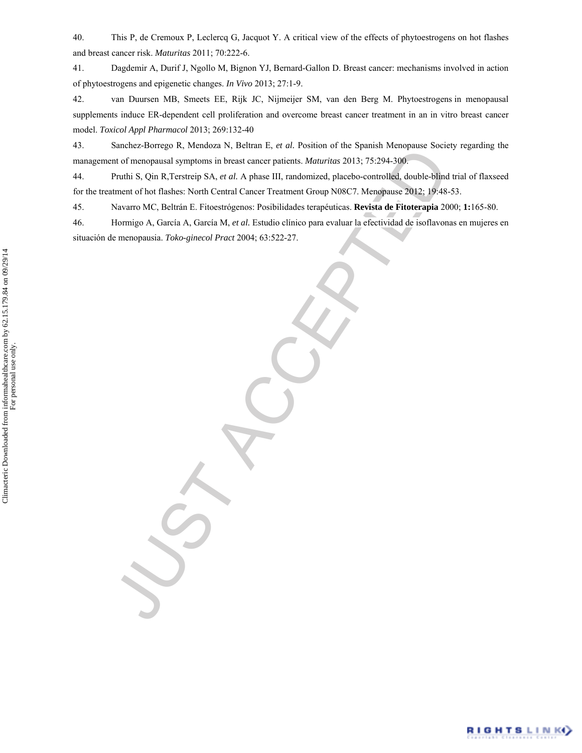40. This P, de Cremoux P, Leclercq G, Jacquot Y. A critical view of the effects of phytoestrogens on hot flashes and breast cancer risk. *Maturitas* 2011; 70:222-6.

41. Dagdemir A, Durif J, Ngollo M, Bignon YJ, Bernard-Gallon D. Breast cancer: mechanisms involved in action of phytoestrogens and epigenetic changes. *In Vivo* 2013; 27:1-9.

42. van Duursen MB, Smeets EE, Rijk JC, Nijmeijer SM, van den Berg M. Phytoestrogens in menopausal supplements induce ER-dependent cell proliferation and overcome breast cancer treatment in an in vitro breast cancer model. *Toxicol Appl Pharmacol* 2013; 269:132-40

43. Sanchez-Borrego R, Mendoza N, Beltran E, *et al.* Position of the Spanish Menopause Society regarding the management of menopausal symptoms in breast cancer patients. *Maturitas* 2013; 75:294-300.

44. Pruthi S, Qin R,Terstreip SA, *et al.* A phase III, randomized, placebo-controlled, double-blind trial of flaxseed for the treatment of hot flashes: North Central Cancer Treatment Group N08C7. Menopause 2012; 19:48-53.

45. Navarro MC, Beltrán E. Fitoestrógenos: Posibilidades terapéuticas. **Revista de Fitoterapia** 2000; **1:**165-80.

46. Hormigo A, García A, García M, *et al.* Estudio clínico para evaluar la efectividad de isoflavonas en mujeres en situación de menopausia. *Toko-ginecol Pract* 2004; 63:522-27.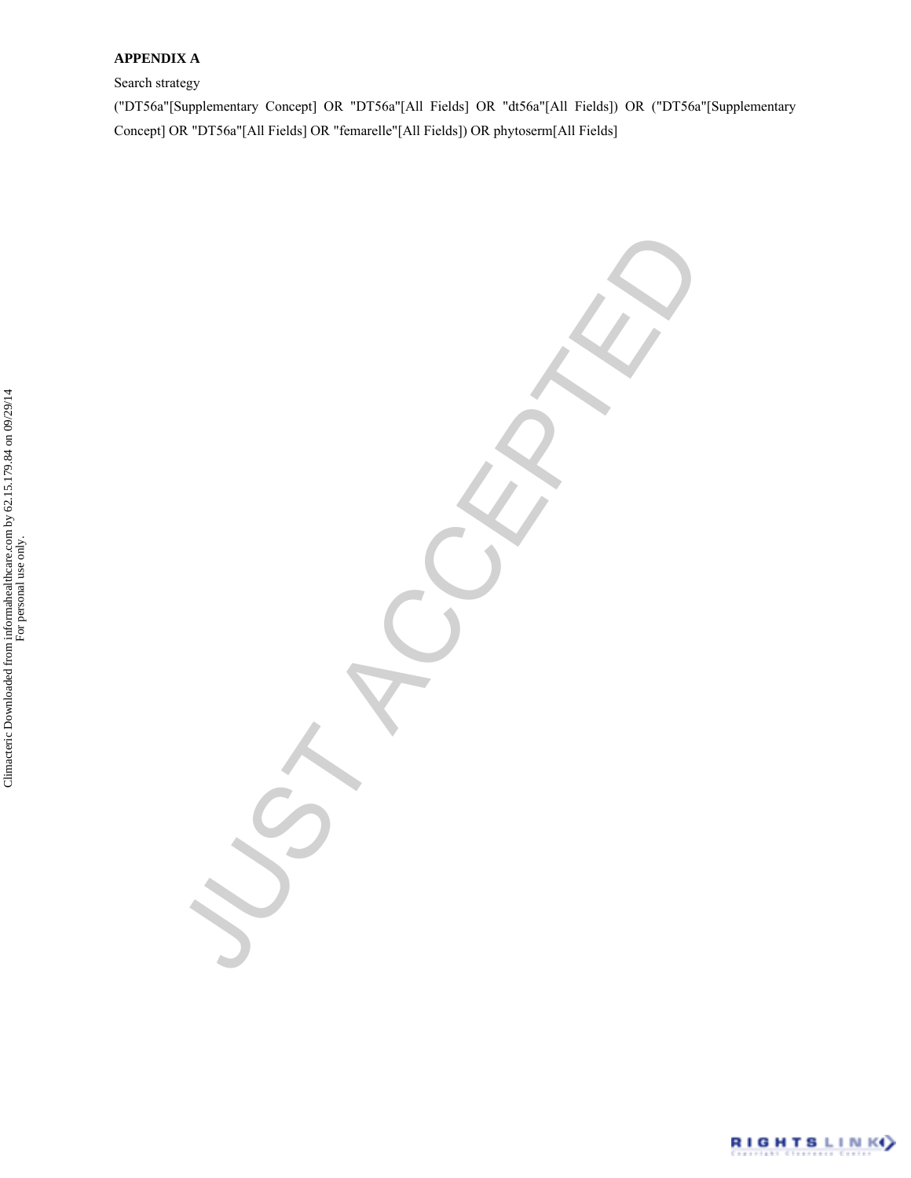**APPENDIX A**

Search strategy

("DT56a"[Supplementary Concept] OR "DT56a"[All Fields] OR "dt56a"[All Fields]) OR ("DT56a"[Supplementary Concept] OR "DT56a"[All Fields] OR "femarelle"[All Fields]) OR phytoserm[All Fields]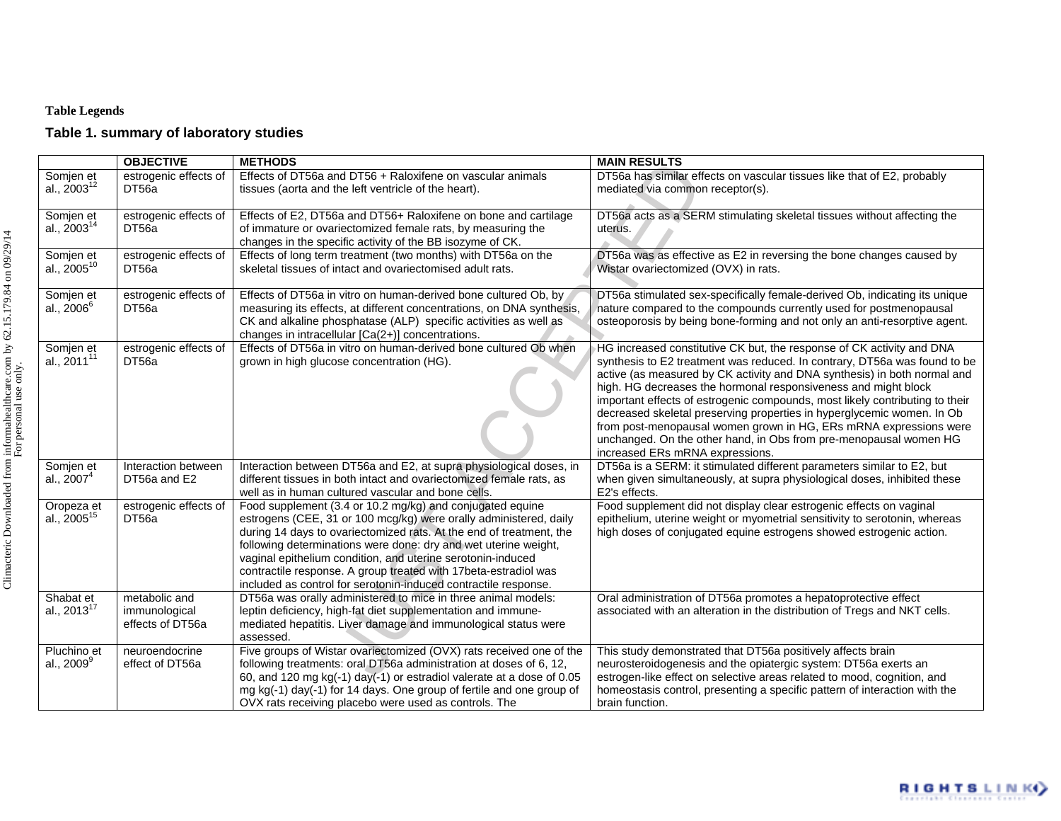**Table Legends**

### Table 1. summary of laboratory studies

| | OBJECTIVE | METHODS | MAIN RESULTS |
|---|---|---|---|
| Somjen et al., 2003[12] | estrogenic effects of DT56a | Effects of DT56a and DT56 + Raloxifene on vascular animals tissues (aorta and the left ventricle of the heart). | DT56a has similar effects on vascular tissues like that of E2, probably mediated via common receptor(s). |
| Somjen et al., 2003[14] | estrogenic effects of DT56a | Effects of E2, DT56a and DT56+ Raloxifene on bone and cartilage of immature or ovariectomized female rats, by measuring the changes in the specific activity of the BB isozyme of CK. | DT56a acts as a SERM stimulating skeletal tissues without affecting the uterus. |
| Somjen et al., 2005[10] | estrogenic effects of DT56a | Effects of long term treatment (two months) with DT56a on the skeletal tissues of intact and ovariectomised adult rats. | DT56a was as effective as E2 in reversing the bone changes caused by Wistar ovariectomized (OVX) in rats. |
| Somjen et al., 2006[6] | estrogenic effects of DT56a | Effects of DT56a in vitro on human-derived bone cultured Ob, by measuring its effects, at different concentrations, on DNA synthesis, CK and alkaline phosphatase (ALP) specific activities as well as changes in intracellular [Ca(2+)] concentrations. | DT56a stimulated sex-specifically female-derived Ob, indicating its unique nature compared to the compounds currently used for postmenopausal osteoporosis by being bone-forming and not only an anti-resorptive agent. |
| Somjen et al., 2011[11] | estrogenic effects of DT56a | Effects of DT56a in vitro on human-derived bone cultured Ob when grown in high glucose concentration (HG). | HG increased constitutive CK but, the response of CK activity and DNA synthesis to E2 treatment was reduced. In contrary, DT56a was found to be active (as measured by CK activity and DNA synthesis) in both normal and high. HG decreases the hormonal responsiveness and might block important effects of estrogenic compounds, most likely contributing to their decreased skeletal preserving properties in hyperglycemic women. In Ob from post-menopausal women grown in HG, ERs mRNA expressions were unchanged. On the other hand, in Obs from pre-menopausal women HG increased ERs mRNA expressions. |
| Somjen et al., 2007[4] | Interaction between DT56a and E2 | Interaction between DT56a and E2, at supra physiological doses, in different tissues in both intact and ovariectomized female rats, as well as in human cultured vascular and bone cells. | DT56a is a SERM: it stimulated different parameters similar to E2, but when given simultaneously, at supra physiological doses, inhibited these E2's effects. |
| Oropeza et al., 2005[15] | estrogenic effects of DT56a | Food supplement (3.4 or 10.2 mg/kg) and conjugated equine estrogens (CEE, 31 or 100 mcg/kg) were orally administered, daily during 14 days to ovariectomized rats. At the end of treatment, the following determinations were done: dry and wet uterine weight, vaginal epithelium condition, and uterine serotonin-induced contractile response. A group treated with 17beta-estradiol was included as control for serotonin-induced contractile response. | Food supplement did not display clear estrogenic effects on vaginal epithelium, uterine weight or myometrial sensitivity to serotonin, whereas high doses of conjugated equine estrogens showed estrogenic action. |
| Shabat et al., 2013[17] | metabolic and immunological effects of DT56a | DT56a was orally administered to mice in three animal models: leptin deficiency, high-fat diet supplementation and immune-mediated hepatitis. Liver damage and immunological status were assessed. | Oral administration of DT56a promotes a hepatoprotective effect associated with an alteration in the distribution of Tregs and NKT cells. |
| Pluchino et al., 2009[9] | neuroendocrine effect of DT56a | Five groups of Wistar ovariectomized (OVX) rats received one of the following treatments: oral DT56a administration at doses of 6, 12, and 120 mg kg(-1) day(-1) or estradiol valerate at a dose of 0.05 mg kg(-1) day(-1) for 14 days. One group of fertile and one group of OVX rats receiving placebo were used as controls. The | This study demonstrated that DT56a positively affects brain neurosteroidogenesis and the opiatergic system: DT56a exerts an estrogen-like effect on selective areas related to mood, cognition, and homeostasis control, presenting a specific pattern of interaction with the brain function. |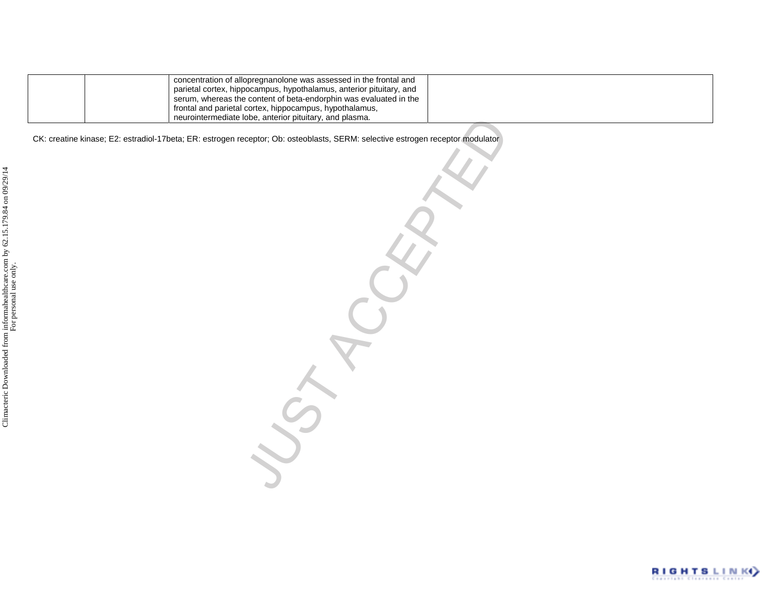| | | | |
|---|---|---|---|
| | | concentration of allopregnanolone was assessed in the frontal and parietal cortex, hippocampus, hypothalamus, anterior pituitary, and serum, whereas the content of beta-endorphin was evaluated in the frontal and parietal cortex, hippocampus, hypothalamus, neurointermediate lobe, anterior pituitary, and plasma. | |

CK: creatine kinase; E2: estradiol-17beta; ER: estrogen receptor; Ob: osteoblasts, SERM: selective estrogen receptor modulator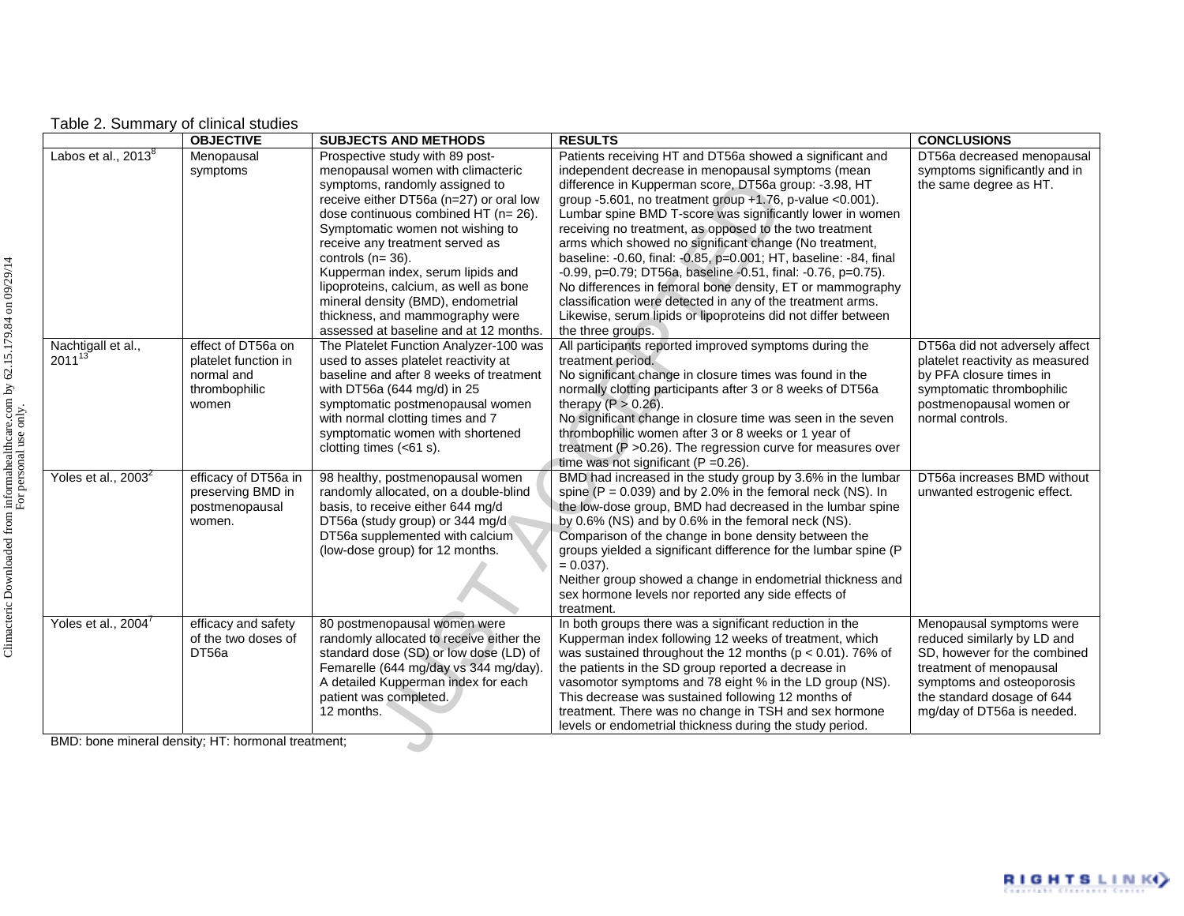Table 2. Summary of clinical studies

| | OBJECTIVE | SUBJECTS AND METHODS | RESULTS | CONCLUSIONS |
|---|---|---|---|---|
| Labos et al., 2013[8] | Menopausal symptoms | Prospective study with 89 post-menopausal women with climacteric symptoms, randomly assigned to receive either DT56a (n=27) or oral low dose continuous combined HT (n= 26). Symptomatic women not wishing to receive any treatment served as controls (n= 36). Kupperman index, serum lipids and lipoproteins, calcium, as well as bone mineral density (BMD), endometrial thickness, and mammography were assessed at baseline and at 12 months. | Patients receiving HT and DT56a showed a significant and independent decrease in menopausal symptoms (mean difference in Kupperman score, DT56a group: -3.98, HT group -5.601, no treatment group +1.76, p-value <0.001). Lumbar spine BMD T-score was significantly lower in women receiving no treatment, as opposed to the two treatment arms which showed no significant change (No treatment, baseline: -0.60, final: -0.85, p=0.001; HT, baseline: -84, final -0.99, p=0.79; DT56a, baseline -0.51, final: -0.76, p=0.75). No differences in femoral bone density, ET or mammography classification were detected in any of the treatment arms. Likewise, serum lipids or lipoproteins did not differ between the three groups. | DT56a decreased menopausal symptoms significantly and in the same degree as HT. |
| Nachtigall et al., 2011[13] | effect of DT56a on platelet function in normal and thrombophilic women | The Platelet Function Analyzer-100 was used to asses platelet reactivity at baseline and after 8 weeks of treatment with DT56a (644 mg/d) in 25 symptomatic postmenopausal women with normal clotting times and 7 symptomatic women with shortened clotting times (<61 s). | All participants reported improved symptoms during the treatment period. No significant change in closure times was found in the normally clotting participants after 3 or 8 weeks of DT56a therapy (P > 0.26). No significant change in closure time was seen in the seven thrombophilic women after 3 or 8 weeks or 1 year of treatment (P >0.26). The regression curve for measures over time was not significant (P =0.26). | DT56a did not adversely affect platelet reactivity as measured by PFA closure times in symptomatic thrombophilic postmenopausal women or normal controls. |
| Yoles et al., 2003[2] | efficacy of DT56a in preserving BMD in postmenopausal women. | 98 healthy, postmenopausal women randomly allocated, on a double-blind basis, to receive either 644 mg/d DT56a (study group) or 344 mg/d DT56a supplemented with calcium (low-dose group) for 12 months. | BMD had increased in the study group by 3.6% in the lumbar spine (P = 0.039) and by 2.0% in the femoral neck (NS). In the low-dose group, BMD had decreased in the lumbar spine by 0.6% (NS) and by 0.6% in the femoral neck (NS). Comparison of the change in bone density between the groups yielded a significant difference for the lumbar spine (P = 0.037). Neither group showed a change in endometrial thickness and sex hormone levels nor reported any side effects of treatment. | DT56a increases BMD without unwanted estrogenic effect. |
| Yoles et al., 2004[7] | efficacy and safety of the two doses of DT56a | 80 postmenopausal women were randomly allocated to receive either the standard dose (SD) or low dose (LD) of Femarelle (644 mg/day vs 344 mg/day). A detailed Kupperman index for each patient was completed. 12 months. | In both groups there was a significant reduction in the Kupperman index following 12 weeks of treatment, which was sustained throughout the 12 months (p < 0.01). 76% of the patients in the SD group reported a decrease in vasomotor symptoms and 78 eight % in the LD group (NS). This decrease was sustained following 12 months of treatment. There was no change in TSH and sex hormone levels or endometrial thickness during the study period. | Menopausal symptoms were reduced similarly by LD and SD, however for the combined treatment of menopausal symptoms and osteoporosis the standard dosage of 644 mg/day of DT56a is needed. |

BMD: bone mineral density; HT: hormonal treatment;